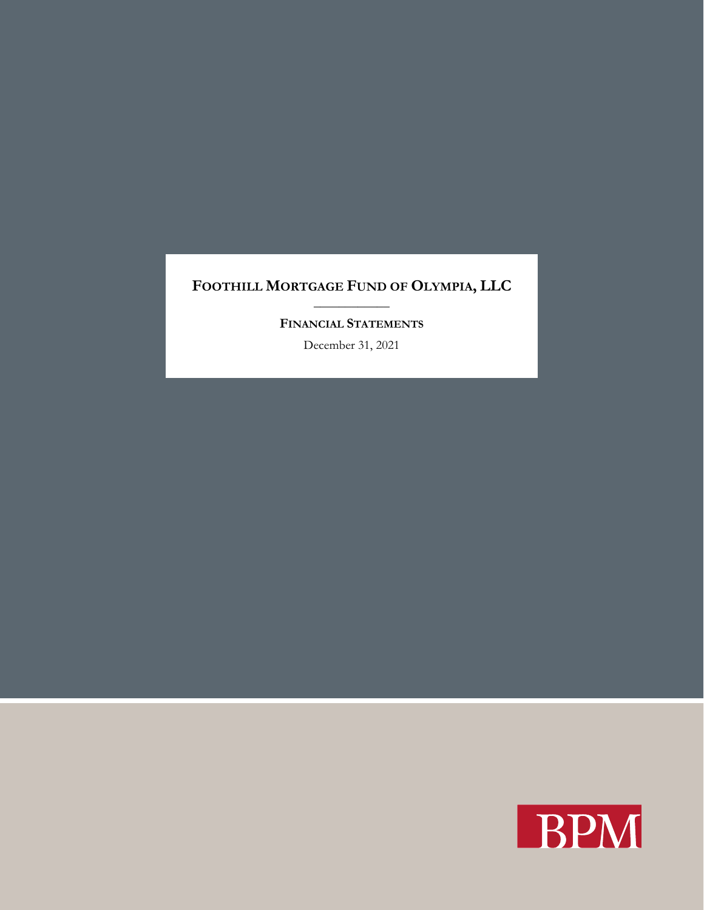# Foothill Mortgage Fund of Olympia, LLC

## Financial Statements

December 31, 2021

BPM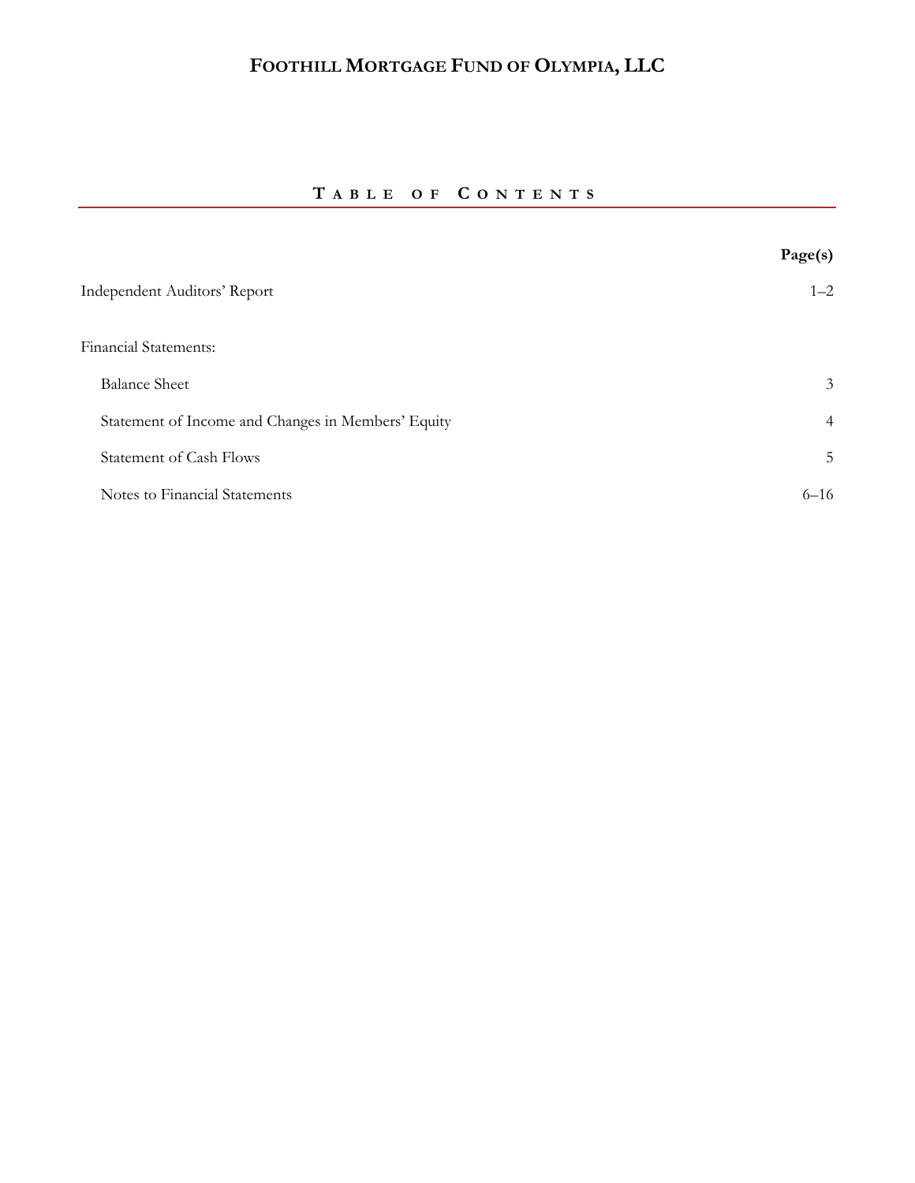# FOOTHILL MORTGAGE FUND OF OLYMPIA, LLC

## TABLE OF CONTENTS

| | Page(s) |
|---|---|
| Independent Auditors' Report | 1–2 |
| Financial Statements: | |
| Balance Sheet | 3 |
| Statement of Income and Changes in Members' Equity | 4 |
| Statement of Cash Flows | 5 |
| Notes to Financial Statements | 6–16 |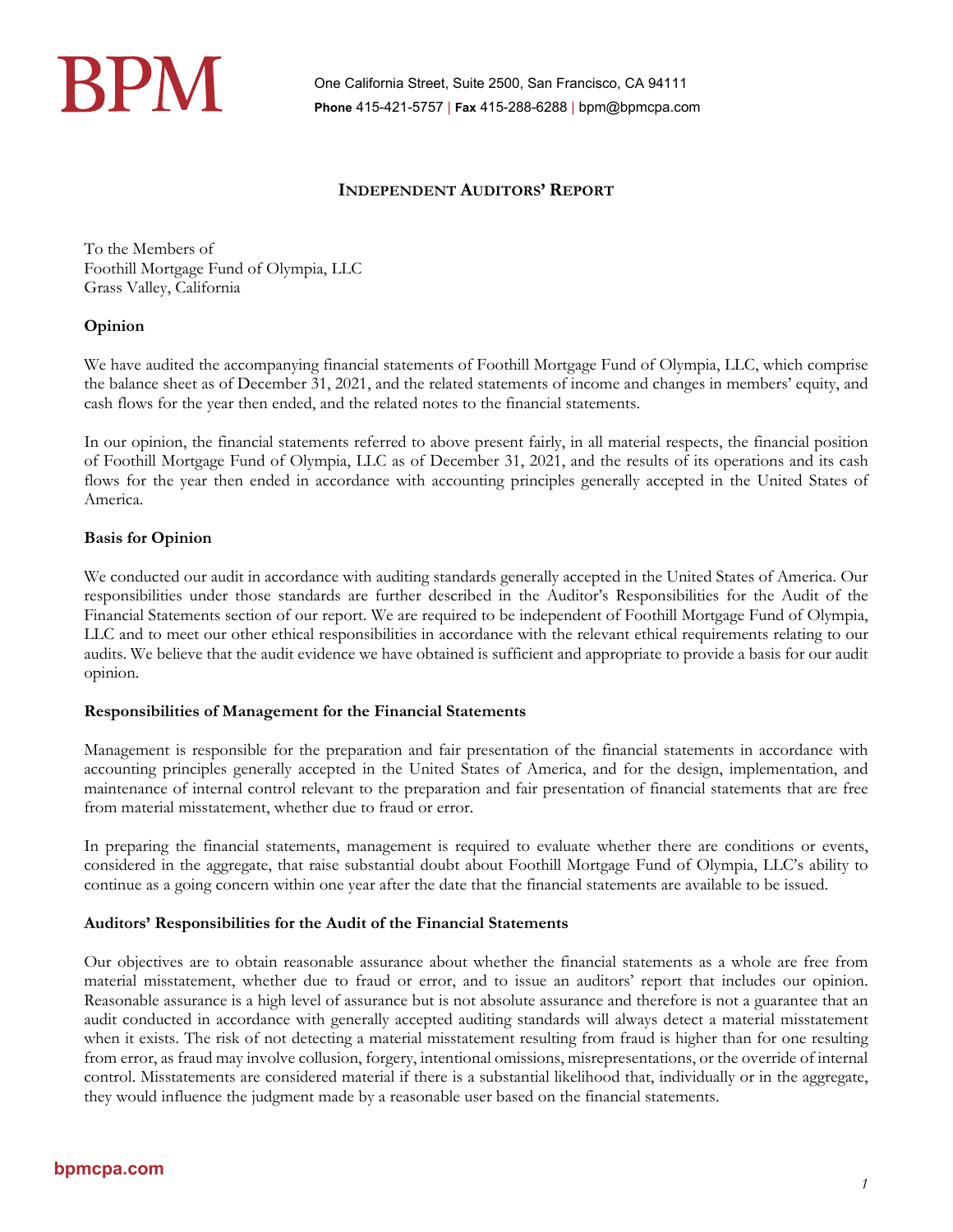BPM

One California Street, Suite 2500, San Francisco, CA 94111
**Phone** 415-421-5757 | **Fax** 415-288-6288 | bpm@bpmcpa.com

## INDEPENDENT AUDITORS' REPORT

To the Members of
Foothill Mortgage Fund of Olympia, LLC
Grass Valley, California

### Opinion

We have audited the accompanying financial statements of Foothill Mortgage Fund of Olympia, LLC, which comprise the balance sheet as of December 31, 2021, and the related statements of income and changes in members' equity, and cash flows for the year then ended, and the related notes to the financial statements.

In our opinion, the financial statements referred to above present fairly, in all material respects, the financial position of Foothill Mortgage Fund of Olympia, LLC as of December 31, 2021, and the results of its operations and its cash flows for the year then ended in accordance with accounting principles generally accepted in the United States of America.

### Basis for Opinion

We conducted our audit in accordance with auditing standards generally accepted in the United States of America. Our responsibilities under those standards are further described in the Auditor's Responsibilities for the Audit of the Financial Statements section of our report. We are required to be independent of Foothill Mortgage Fund of Olympia, LLC and to meet our other ethical responsibilities in accordance with the relevant ethical requirements relating to our audits. We believe that the audit evidence we have obtained is sufficient and appropriate to provide a basis for our audit opinion.

### Responsibilities of Management for the Financial Statements

Management is responsible for the preparation and fair presentation of the financial statements in accordance with accounting principles generally accepted in the United States of America, and for the design, implementation, and maintenance of internal control relevant to the preparation and fair presentation of financial statements that are free from material misstatement, whether due to fraud or error.

In preparing the financial statements, management is required to evaluate whether there are conditions or events, considered in the aggregate, that raise substantial doubt about Foothill Mortgage Fund of Olympia, LLC's ability to continue as a going concern within one year after the date that the financial statements are available to be issued.

### Auditors' Responsibilities for the Audit of the Financial Statements

Our objectives are to obtain reasonable assurance about whether the financial statements as a whole are free from material misstatement, whether due to fraud or error, and to issue an auditors' report that includes our opinion. Reasonable assurance is a high level of assurance but is not absolute assurance and therefore is not a guarantee that an audit conducted in accordance with generally accepted auditing standards will always detect a material misstatement when it exists. The risk of not detecting a material misstatement resulting from fraud is higher than for one resulting from error, as fraud may involve collusion, forgery, intentional omissions, misrepresentations, or the override of internal control. Misstatements are considered material if there is a substantial likelihood that, individually or in the aggregate, they would influence the judgment made by a reasonable user based on the financial statements.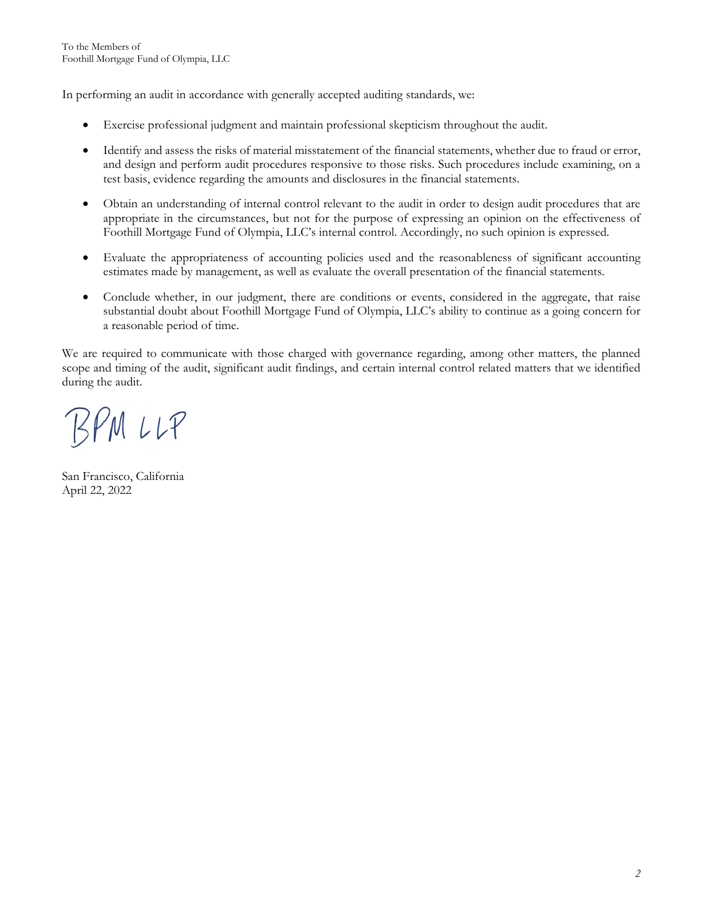In performing an audit in accordance with generally accepted auditing standards, we:

- Exercise professional judgment and maintain professional skepticism throughout the audit.
- Identify and assess the risks of material misstatement of the financial statements, whether due to fraud or error, and design and perform audit procedures responsive to those risks. Such procedures include examining, on a test basis, evidence regarding the amounts and disclosures in the financial statements.
- Obtain an understanding of internal control relevant to the audit in order to design audit procedures that are appropriate in the circumstances, but not for the purpose of expressing an opinion on the effectiveness of Foothill Mortgage Fund of Olympia, LLC's internal control. Accordingly, no such opinion is expressed.
- Evaluate the appropriateness of accounting policies used and the reasonableness of significant accounting estimates made by management, as well as evaluate the overall presentation of the financial statements.
- Conclude whether, in our judgment, there are conditions or events, considered in the aggregate, that raise substantial doubt about Foothill Mortgage Fund of Olympia, LLC's ability to continue as a going concern for a reasonable period of time.

We are required to communicate with those charged with governance regarding, among other matters, the planned scope and timing of the audit, significant audit findings, and certain internal control related matters that we identified during the audit.

BPM LLP

San Francisco, California
April 22, 2022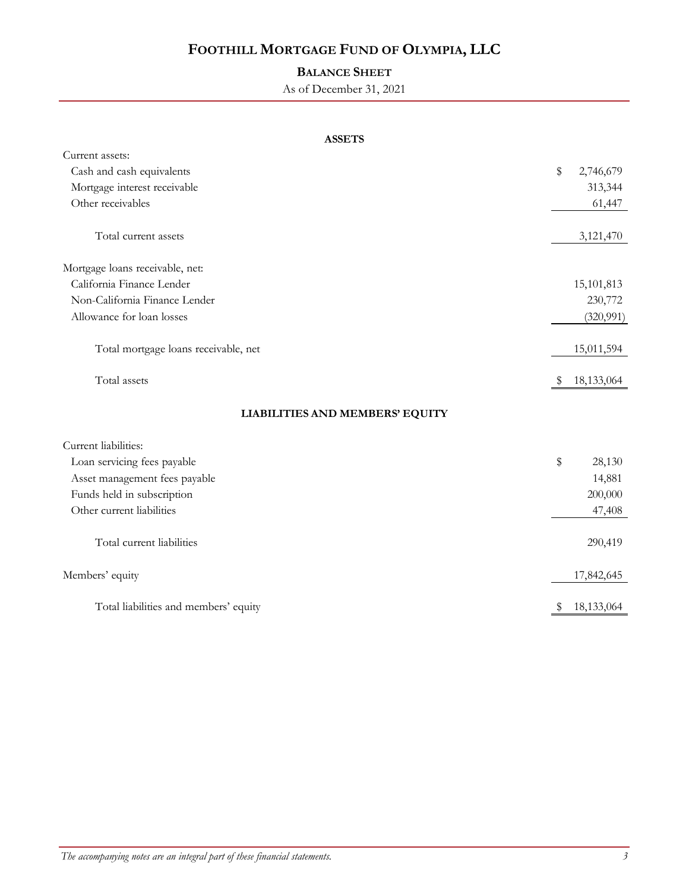# FOOTHILL MORTGAGE FUND OF OLYMPIA, LLC

## BALANCE SHEET

As of December 31, 2021

| | |
|---|---|
| **ASSETS** | |
| Current assets: | |
| Cash and cash equivalents | $ 2,746,679 |
| Mortgage interest receivable | 313,344 |
| Other receivables | 61,447 |
| Total current assets | 3,121,470 |
| Mortgage loans receivable, net: | |
| California Finance Lender | 15,101,813 |
| Non-California Finance Lender | 230,772 |
| Allowance for loan losses | (320,991) |
| Total mortgage loans receivable, net | 15,011,594 |
| Total assets | $ 18,133,064 |
| **LIABILITIES AND MEMBERS' EQUITY** | |
| Current liabilities: | |
| Loan servicing fees payable | $ 28,130 |
| Asset management fees payable | 14,881 |
| Funds held in subscription | 200,000 |
| Other current liabilities | 47,408 |
| Total current liabilities | 290,419 |
| Members' equity | 17,842,645 |
| Total liabilities and members' equity | $ 18,133,064 |

*The accompanying notes are an integral part of these financial statements.*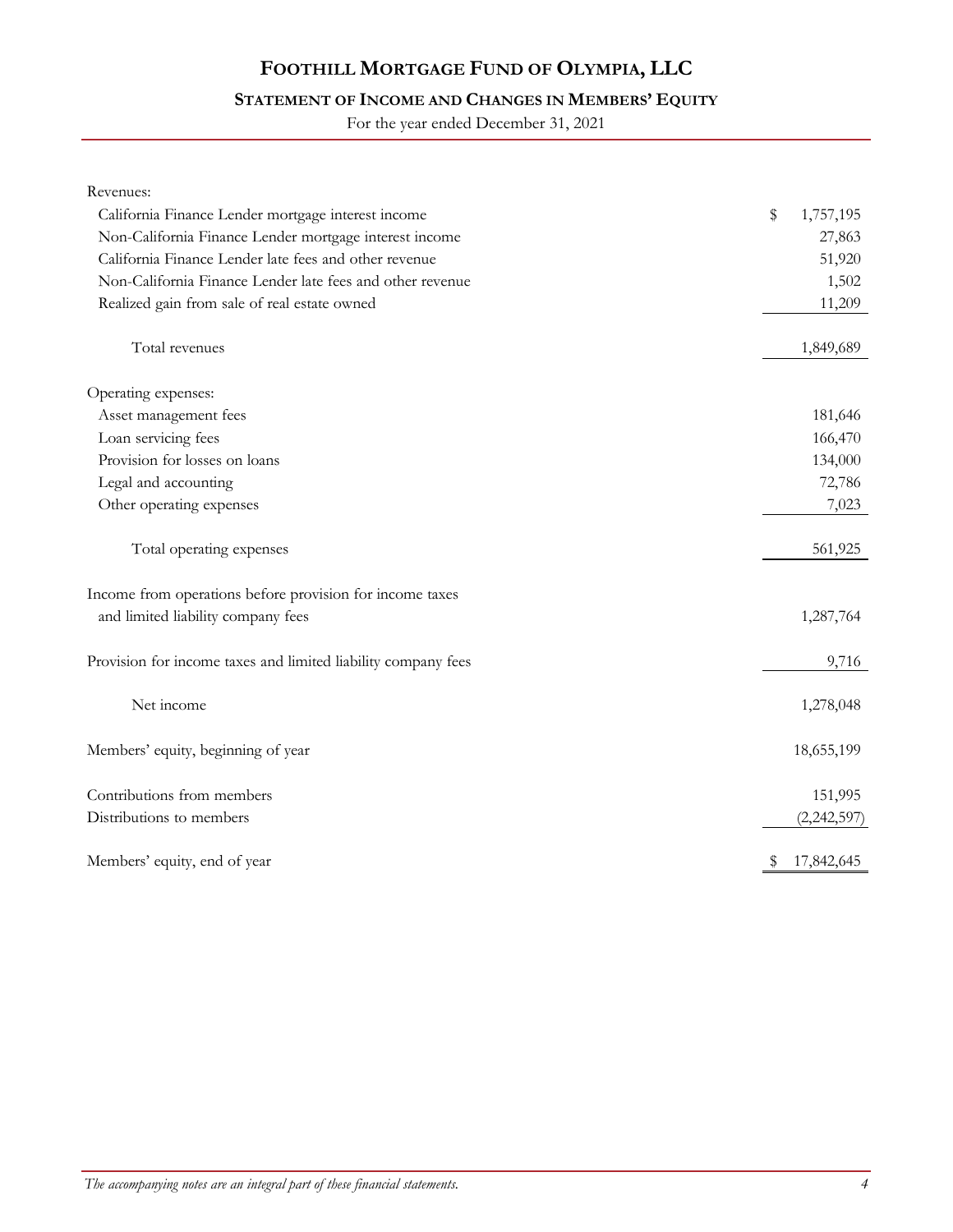# FOOTHILL MORTGAGE FUND OF OLYMPIA, LLC

## STATEMENT OF INCOME AND CHANGES IN MEMBERS' EQUITY

For the year ended December 31, 2021

| | |
|---|---:|
| Revenues: | |
| California Finance Lender mortgage interest income | $ 1,757,195 |
| Non-California Finance Lender mortgage interest income | 27,863 |
| California Finance Lender late fees and other revenue | 51,920 |
| Non-California Finance Lender late fees and other revenue | 1,502 |
| Realized gain from sale of real estate owned | 11,209 |
| Total revenues | 1,849,689 |
| Operating expenses: | |
| Asset management fees | 181,646 |
| Loan servicing fees | 166,470 |
| Provision for losses on loans | 134,000 |
| Legal and accounting | 72,786 |
| Other operating expenses | 7,023 |
| Total operating expenses | 561,925 |
| Income from operations before provision for income taxes and limited liability company fees | 1,287,764 |
| Provision for income taxes and limited liability company fees | 9,716 |
| Net income | 1,278,048 |
| Members' equity, beginning of year | 18,655,199 |
| Contributions from members | 151,995 |
| Distributions to members | (2,242,597) |
| Members' equity, end of year | $ 17,842,645 |

*The accompanying notes are an integral part of these financial statements.*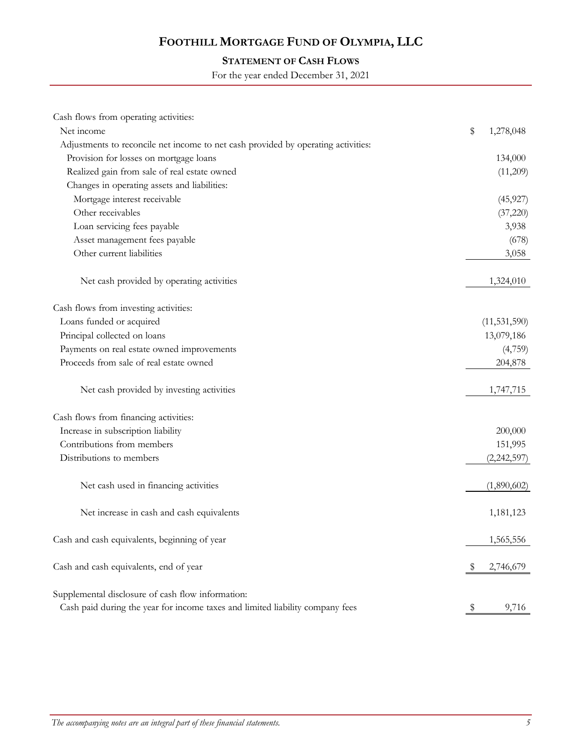# FOOTHILL MORTGAGE FUND OF OLYMPIA, LLC

## STATEMENT OF CASH FLOWS

For the year ended December 31, 2021

| | |
|---|---|
| Cash flows from operating activities: | |
| Net income | $ 1,278,048 |
| Adjustments to reconcile net income to net cash provided by operating activities: | |
| Provision for losses on mortgage loans | 134,000 |
| Realized gain from sale of real estate owned | (11,209) |
| Changes in operating assets and liabilities: | |
| Mortgage interest receivable | (45,927) |
| Other receivables | (37,220) |
| Loan servicing fees payable | 3,938 |
| Asset management fees payable | (678) |
| Other current liabilities | 3,058 |
| Net cash provided by operating activities | 1,324,010 |
| Cash flows from investing activities: | |
| Loans funded or acquired | (11,531,590) |
| Principal collected on loans | 13,079,186 |
| Payments on real estate owned improvements | (4,759) |
| Proceeds from sale of real estate owned | 204,878 |
| Net cash provided by investing activities | 1,747,715 |
| Cash flows from financing activities: | |
| Increase in subscription liability | 200,000 |
| Contributions from members | 151,995 |
| Distributions to members | (2,242,597) |
| Net cash used in financing activities | (1,890,602) |
| Net increase in cash and cash equivalents | 1,181,123 |
| Cash and cash equivalents, beginning of year | 1,565,556 |
| Cash and cash equivalents, end of year | $ 2,746,679 |
| Supplemental disclosure of cash flow information: | |
| Cash paid during the year for income taxes and limited liability company fees | $ 9,716 |

*The accompanying notes are an integral part of these financial statements.*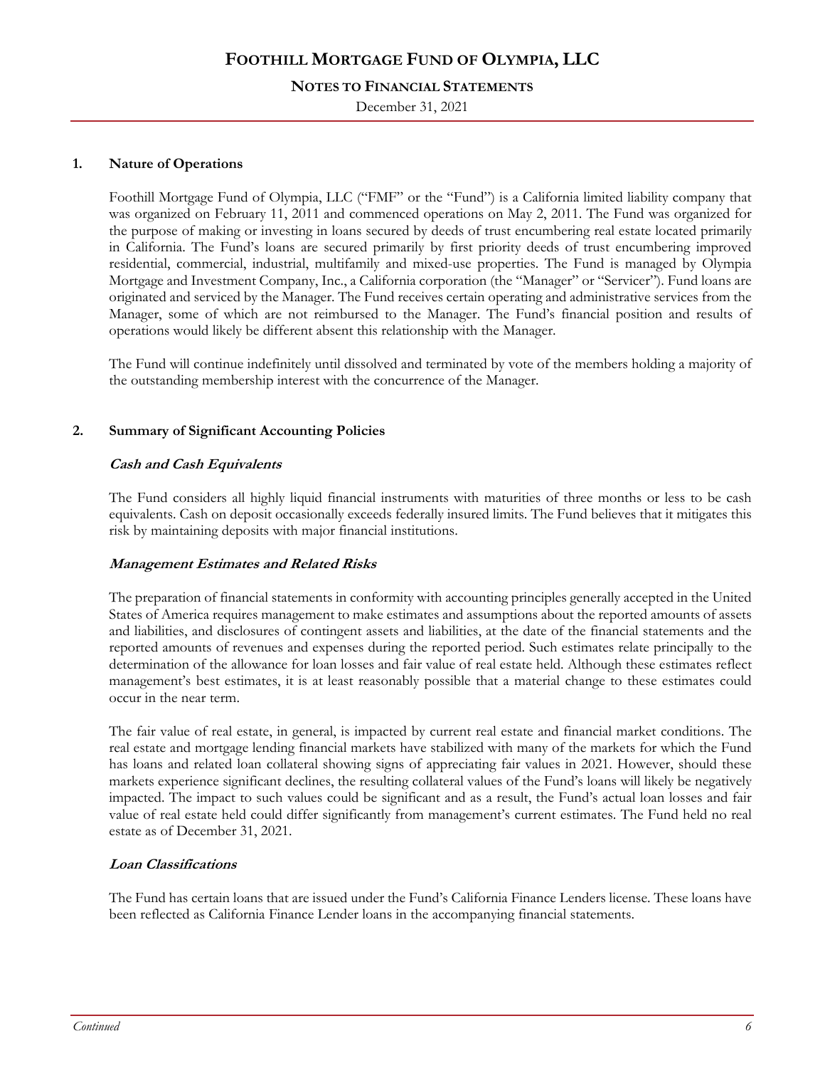# FOOTHILL MORTGAGE FUND OF OLYMPIA, LLC

## NOTES TO FINANCIAL STATEMENTS

December 31, 2021

### 1. Nature of Operations

Foothill Mortgage Fund of Olympia, LLC ("FMF" or the "Fund") is a California limited liability company that was organized on February 11, 2011 and commenced operations on May 2, 2011. The Fund was organized for the purpose of making or investing in loans secured by deeds of trust encumbering real estate located primarily in California. The Fund's loans are secured primarily by first priority deeds of trust encumbering improved residential, commercial, industrial, multifamily and mixed-use properties. The Fund is managed by Olympia Mortgage and Investment Company, Inc., a California corporation (the "Manager" or "Servicer"). Fund loans are originated and serviced by the Manager. The Fund receives certain operating and administrative services from the Manager, some of which are not reimbursed to the Manager. The Fund's financial position and results of operations would likely be different absent this relationship with the Manager.

The Fund will continue indefinitely until dissolved and terminated by vote of the members holding a majority of the outstanding membership interest with the concurrence of the Manager.

### 2. Summary of Significant Accounting Policies

***Cash and Cash Equivalents***

The Fund considers all highly liquid financial instruments with maturities of three months or less to be cash equivalents. Cash on deposit occasionally exceeds federally insured limits. The Fund believes that it mitigates this risk by maintaining deposits with major financial institutions.

***Management Estimates and Related Risks***

The preparation of financial statements in conformity with accounting principles generally accepted in the United States of America requires management to make estimates and assumptions about the reported amounts of assets and liabilities, and disclosures of contingent assets and liabilities, at the date of the financial statements and the reported amounts of revenues and expenses during the reported period. Such estimates relate principally to the determination of the allowance for loan losses and fair value of real estate held. Although these estimates reflect management's best estimates, it is at least reasonably possible that a material change to these estimates could occur in the near term.

The fair value of real estate, in general, is impacted by current real estate and financial market conditions. The real estate and mortgage lending financial markets have stabilized with many of the markets for which the Fund has loans and related loan collateral showing signs of appreciating fair values in 2021. However, should these markets experience significant declines, the resulting collateral values of the Fund's loans will likely be negatively impacted. The impact to such values could be significant and as a result, the Fund's actual loan losses and fair value of real estate held could differ significantly from management's current estimates. The Fund held no real estate as of December 31, 2021.

***Loan Classifications***

The Fund has certain loans that are issued under the Fund's California Finance Lenders license. These loans have been reflected as California Finance Lender loans in the accompanying financial statements.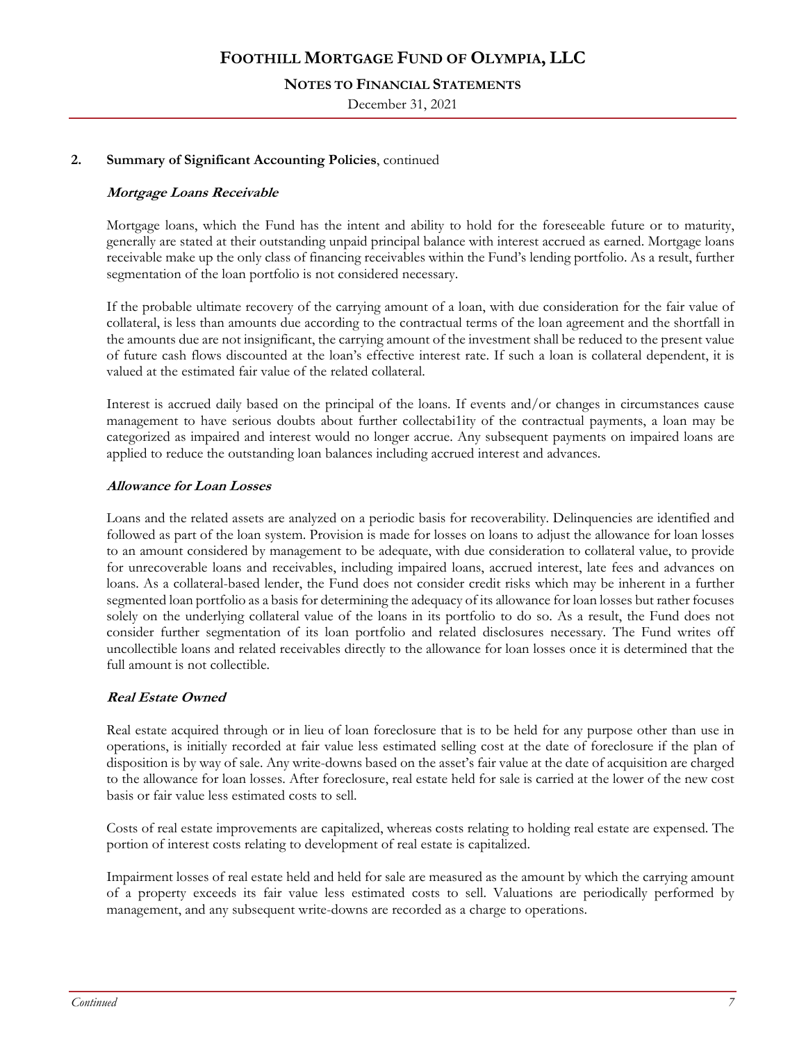## 2. Summary of Significant Accounting Policies, continued

### *Mortgage Loans Receivable*

Mortgage loans, which the Fund has the intent and ability to hold for the foreseeable future or to maturity, generally are stated at their outstanding unpaid principal balance with interest accrued as earned. Mortgage loans receivable make up the only class of financing receivables within the Fund's lending portfolio. As a result, further segmentation of the loan portfolio is not considered necessary.

If the probable ultimate recovery of the carrying amount of a loan, with due consideration for the fair value of collateral, is less than amounts due according to the contractual terms of the loan agreement and the shortfall in the amounts due are not insignificant, the carrying amount of the investment shall be reduced to the present value of future cash flows discounted at the loan's effective interest rate. If such a loan is collateral dependent, it is valued at the estimated fair value of the related collateral.

Interest is accrued daily based on the principal of the loans. If events and/or changes in circumstances cause management to have serious doubts about further collectabi1ity of the contractual payments, a loan may be categorized as impaired and interest would no longer accrue. Any subsequent payments on impaired loans are applied to reduce the outstanding loan balances including accrued interest and advances.

### *Allowance for Loan Losses*

Loans and the related assets are analyzed on a periodic basis for recoverability. Delinquencies are identified and followed as part of the loan system. Provision is made for losses on loans to adjust the allowance for loan losses to an amount considered by management to be adequate, with due consideration to collateral value, to provide for unrecoverable loans and receivables, including impaired loans, accrued interest, late fees and advances on loans. As a collateral-based lender, the Fund does not consider credit risks which may be inherent in a further segmented loan portfolio as a basis for determining the adequacy of its allowance for loan losses but rather focuses solely on the underlying collateral value of the loans in its portfolio to do so. As a result, the Fund does not consider further segmentation of its loan portfolio and related disclosures necessary. The Fund writes off uncollectible loans and related receivables directly to the allowance for loan losses once it is determined that the full amount is not collectible.

### *Real Estate Owned*

Real estate acquired through or in lieu of loan foreclosure that is to be held for any purpose other than use in operations, is initially recorded at fair value less estimated selling cost at the date of foreclosure if the plan of disposition is by way of sale. Any write-downs based on the asset's fair value at the date of acquisition are charged to the allowance for loan losses. After foreclosure, real estate held for sale is carried at the lower of the new cost basis or fair value less estimated costs to sell.

Costs of real estate improvements are capitalized, whereas costs relating to holding real estate are expensed. The portion of interest costs relating to development of real estate is capitalized.

Impairment losses of real estate held and held for sale are measured as the amount by which the carrying amount of a property exceeds its fair value less estimated costs to sell. Valuations are periodically performed by management, and any subsequent write-downs are recorded as a charge to operations.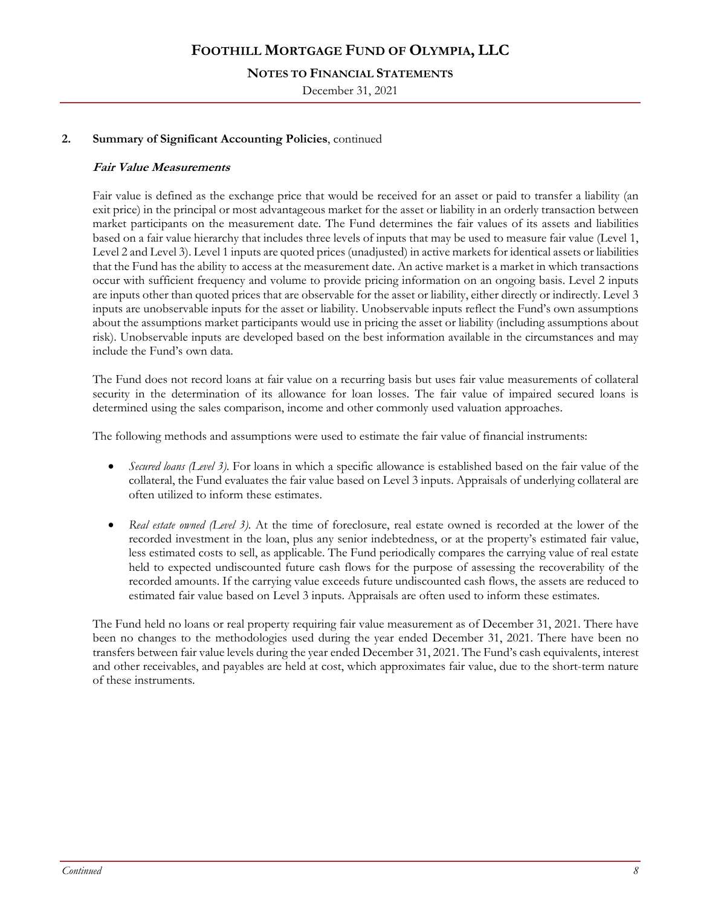## 2. Summary of Significant Accounting Policies, continued

### *Fair Value Measurements*

Fair value is defined as the exchange price that would be received for an asset or paid to transfer a liability (an exit price) in the principal or most advantageous market for the asset or liability in an orderly transaction between market participants on the measurement date. The Fund determines the fair values of its assets and liabilities based on a fair value hierarchy that includes three levels of inputs that may be used to measure fair value (Level 1, Level 2 and Level 3). Level 1 inputs are quoted prices (unadjusted) in active markets for identical assets or liabilities that the Fund has the ability to access at the measurement date. An active market is a market in which transactions occur with sufficient frequency and volume to provide pricing information on an ongoing basis. Level 2 inputs are inputs other than quoted prices that are observable for the asset or liability, either directly or indirectly. Level 3 inputs are unobservable inputs for the asset or liability. Unobservable inputs reflect the Fund's own assumptions about the assumptions market participants would use in pricing the asset or liability (including assumptions about risk). Unobservable inputs are developed based on the best information available in the circumstances and may include the Fund's own data.

The Fund does not record loans at fair value on a recurring basis but uses fair value measurements of collateral security in the determination of its allowance for loan losses. The fair value of impaired secured loans is determined using the sales comparison, income and other commonly used valuation approaches.

The following methods and assumptions were used to estimate the fair value of financial instruments:

- *Secured loans (Level 3).* For loans in which a specific allowance is established based on the fair value of the collateral, the Fund evaluates the fair value based on Level 3 inputs. Appraisals of underlying collateral are often utilized to inform these estimates.

- *Real estate owned (Level 3).* At the time of foreclosure, real estate owned is recorded at the lower of the recorded investment in the loan, plus any senior indebtedness, or at the property's estimated fair value, less estimated costs to sell, as applicable. The Fund periodically compares the carrying value of real estate held to expected undiscounted future cash flows for the purpose of assessing the recoverability of the recorded amounts. If the carrying value exceeds future undiscounted cash flows, the assets are reduced to estimated fair value based on Level 3 inputs. Appraisals are often used to inform these estimates.

The Fund held no loans or real property requiring fair value measurement as of December 31, 2021. There have been no changes to the methodologies used during the year ended December 31, 2021. There have been no transfers between fair value levels during the year ended December 31, 2021. The Fund's cash equivalents, interest and other receivables, and payables are held at cost, which approximates fair value, due to the short-term nature of these instruments.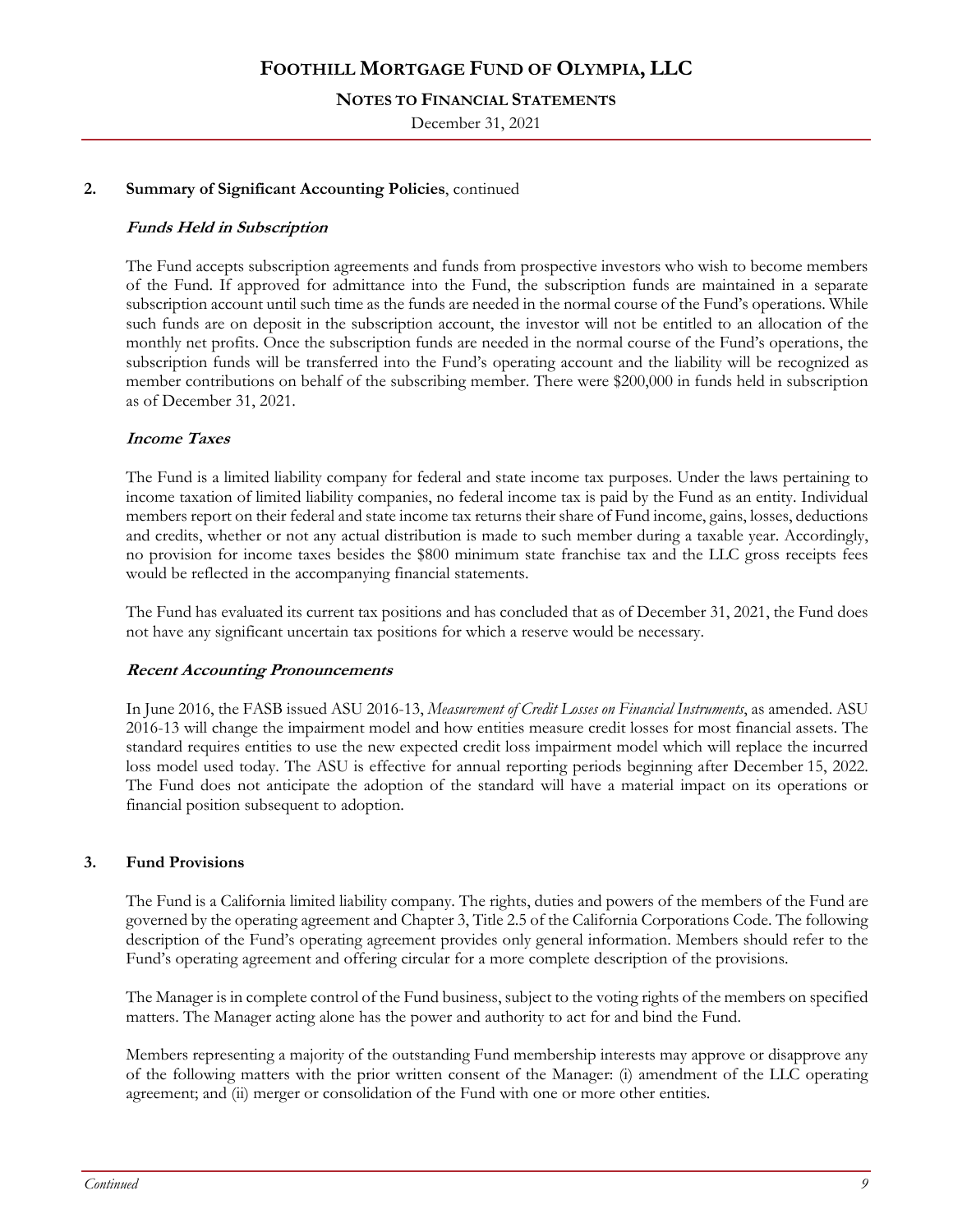## 2. Summary of Significant Accounting Policies, continued

***Funds Held in Subscription***

The Fund accepts subscription agreements and funds from prospective investors who wish to become members of the Fund. If approved for admittance into the Fund, the subscription funds are maintained in a separate subscription account until such time as the funds are needed in the normal course of the Fund's operations. While such funds are on deposit in the subscription account, the investor will not be entitled to an allocation of the monthly net profits. Once the subscription funds are needed in the normal course of the Fund's operations, the subscription funds will be transferred into the Fund's operating account and the liability will be recognized as member contributions on behalf of the subscribing member. There were $200,000 in funds held in subscription as of December 31, 2021.

***Income Taxes***

The Fund is a limited liability company for federal and state income tax purposes. Under the laws pertaining to income taxation of limited liability companies, no federal income tax is paid by the Fund as an entity. Individual members report on their federal and state income tax returns their share of Fund income, gains, losses, deductions and credits, whether or not any actual distribution is made to such member during a taxable year. Accordingly, no provision for income taxes besides the $800 minimum state franchise tax and the LLC gross receipts fees would be reflected in the accompanying financial statements.

The Fund has evaluated its current tax positions and has concluded that as of December 31, 2021, the Fund does not have any significant uncertain tax positions for which a reserve would be necessary.

***Recent Accounting Pronouncements***

In June 2016, the FASB issued ASU 2016-13, *Measurement of Credit Losses on Financial Instruments*, as amended. ASU 2016-13 will change the impairment model and how entities measure credit losses for most financial assets. The standard requires entities to use the new expected credit loss impairment model which will replace the incurred loss model used today. The ASU is effective for annual reporting periods beginning after December 15, 2022. The Fund does not anticipate the adoption of the standard will have a material impact on its operations or financial position subsequent to adoption.

## 3. Fund Provisions

The Fund is a California limited liability company. The rights, duties and powers of the members of the Fund are governed by the operating agreement and Chapter 3, Title 2.5 of the California Corporations Code. The following description of the Fund's operating agreement provides only general information. Members should refer to the Fund's operating agreement and offering circular for a more complete description of the provisions.

The Manager is in complete control of the Fund business, subject to the voting rights of the members on specified matters. The Manager acting alone has the power and authority to act for and bind the Fund.

Members representing a majority of the outstanding Fund membership interests may approve or disapprove any of the following matters with the prior written consent of the Manager: (i) amendment of the LLC operating agreement; and (ii) merger or consolidation of the Fund with one or more other entities.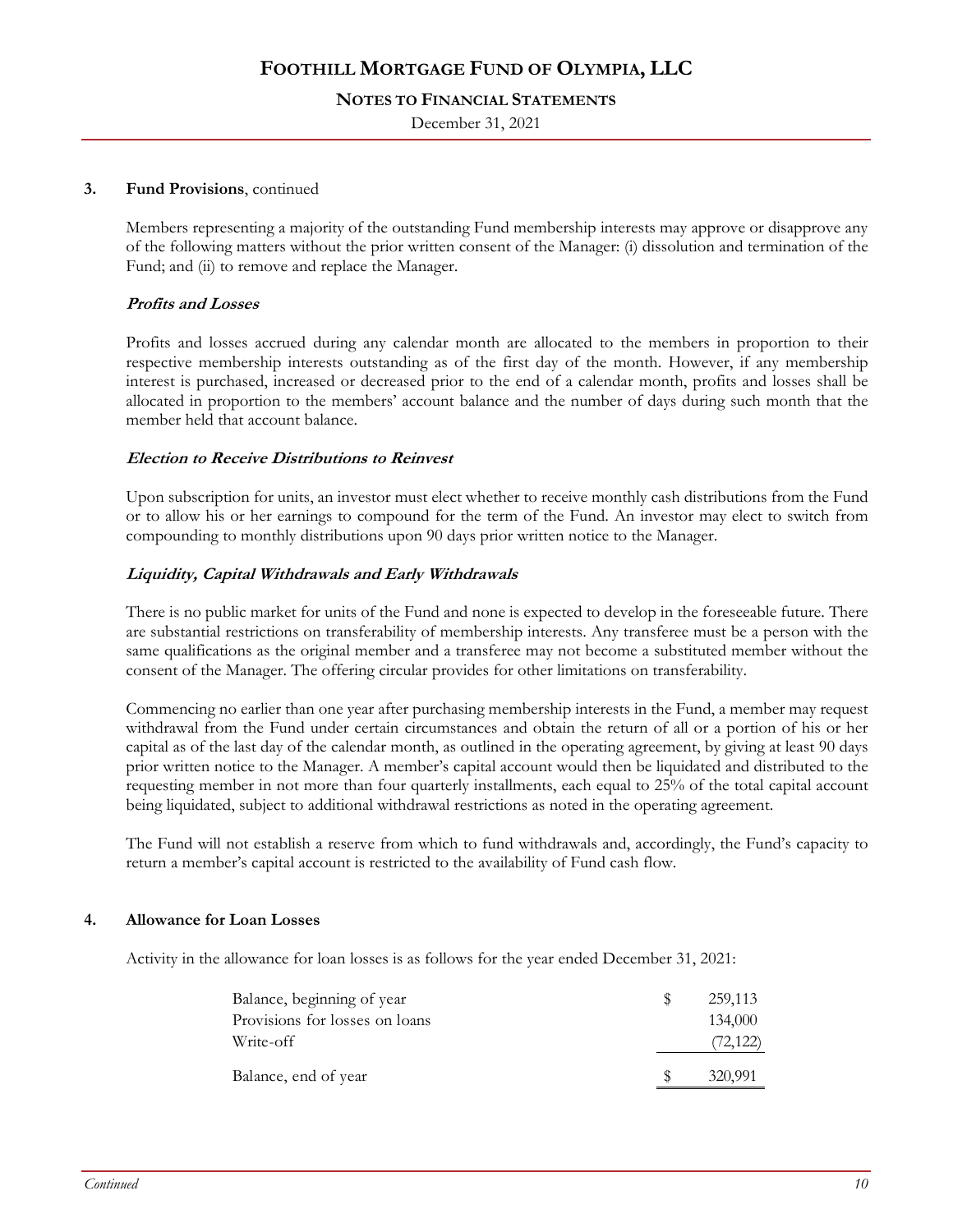**3. Fund Provisions**, continued

Members representing a majority of the outstanding Fund membership interests may approve or disapprove any of the following matters without the prior written consent of the Manager: (i) dissolution and termination of the Fund; and (ii) to remove and replace the Manager.

***Profits and Losses***

Profits and losses accrued during any calendar month are allocated to the members in proportion to their respective membership interests outstanding as of the first day of the month. However, if any membership interest is purchased, increased or decreased prior to the end of a calendar month, profits and losses shall be allocated in proportion to the members' account balance and the number of days during such month that the member held that account balance.

***Election to Receive Distributions to Reinvest***

Upon subscription for units, an investor must elect whether to receive monthly cash distributions from the Fund or to allow his or her earnings to compound for the term of the Fund. An investor may elect to switch from compounding to monthly distributions upon 90 days prior written notice to the Manager.

***Liquidity, Capital Withdrawals and Early Withdrawals***

There is no public market for units of the Fund and none is expected to develop in the foreseeable future. There are substantial restrictions on transferability of membership interests. Any transferee must be a person with the same qualifications as the original member and a transferee may not become a substituted member without the consent of the Manager. The offering circular provides for other limitations on transferability.

Commencing no earlier than one year after purchasing membership interests in the Fund, a member may request withdrawal from the Fund under certain circumstances and obtain the return of all or a portion of his or her capital as of the last day of the calendar month, as outlined in the operating agreement, by giving at least 90 days prior written notice to the Manager. A member's capital account would then be liquidated and distributed to the requesting member in not more than four quarterly installments, each equal to 25% of the total capital account being liquidated, subject to additional withdrawal restrictions as noted in the operating agreement.

The Fund will not establish a reserve from which to fund withdrawals and, accordingly, the Fund's capacity to return a member's capital account is restricted to the availability of Fund cash flow.

**4. Allowance for Loan Losses**

Activity in the allowance for loan losses is as follows for the year ended December 31, 2021:

| | |
|---|---|
| Balance, beginning of year | $ 259,113 |
| Provisions for losses on loans | 134,000 |
| Write-off | (72,122) |
| Balance, end of year | $ 320,991 |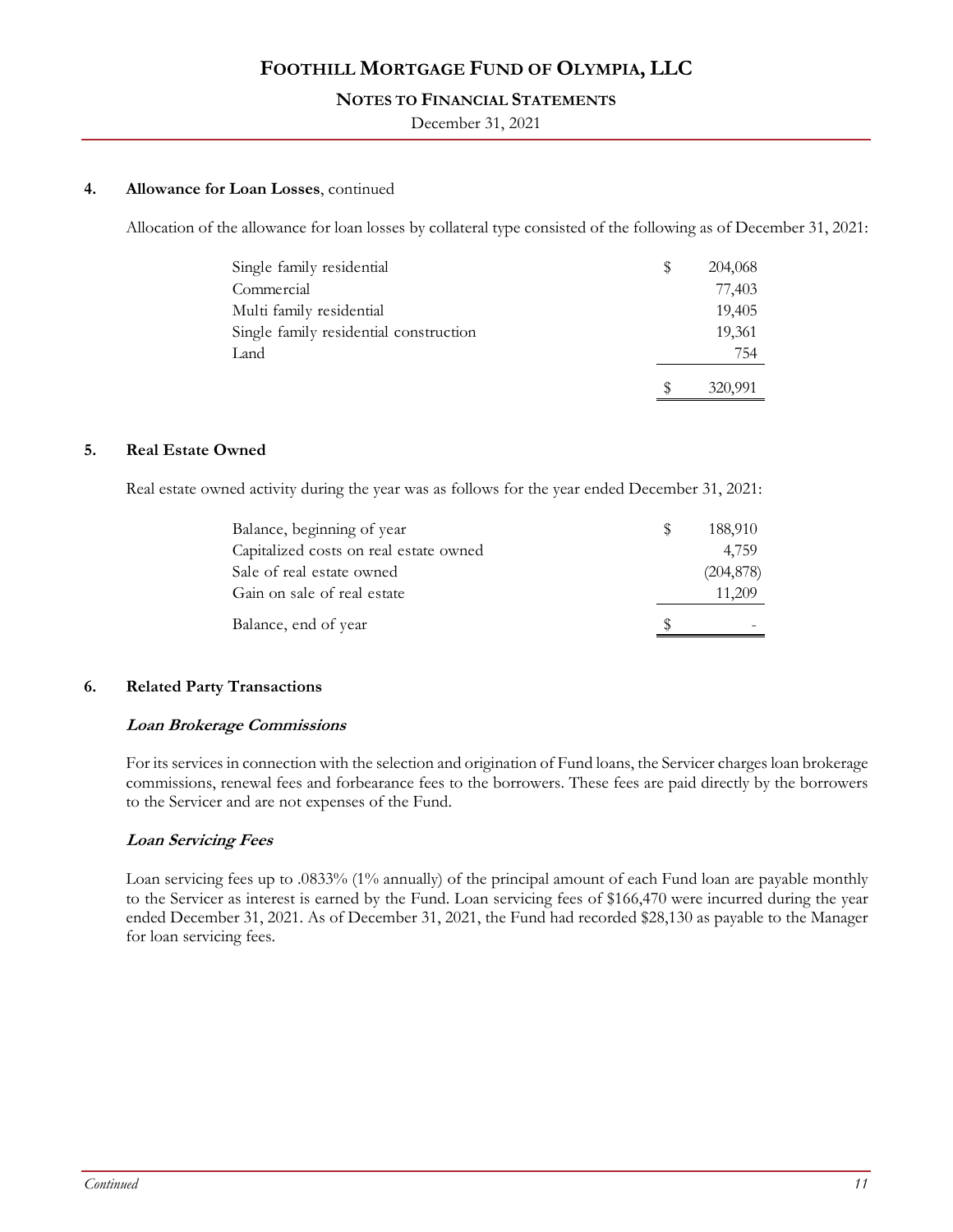**4. Allowance for Loan Losses**, continued

Allocation of the allowance for loan losses by collateral type consisted of the following as of December 31, 2021:

| | | |
|---|---|---|
| Single family residential | $ | 204,068 |
| Commercial | | 77,403 |
| Multi family residential | | 19,405 |
| Single family residential construction | | 19,361 |
| Land | | 754 |
| | $ | 320,991 |

**5. Real Estate Owned**

Real estate owned activity during the year was as follows for the year ended December 31, 2021:

| | | |
|---|---|---|
| Balance, beginning of year | $ | 188,910 |
| Capitalized costs on real estate owned | | 4,759 |
| Sale of real estate owned | | (204,878) |
| Gain on sale of real estate | | 11,209 |
| Balance, end of year | $ | - |

**6. Related Party Transactions**

***Loan Brokerage Commissions***

For its services in connection with the selection and origination of Fund loans, the Servicer charges loan brokerage commissions, renewal fees and forbearance fees to the borrowers. These fees are paid directly by the borrowers to the Servicer and are not expenses of the Fund.

***Loan Servicing Fees***

Loan servicing fees up to .0833% (1% annually) of the principal amount of each Fund loan are payable monthly to the Servicer as interest is earned by the Fund. Loan servicing fees of $166,470 were incurred during the year ended December 31, 2021. As of December 31, 2021, the Fund had recorded $28,130 as payable to the Manager for loan servicing fees.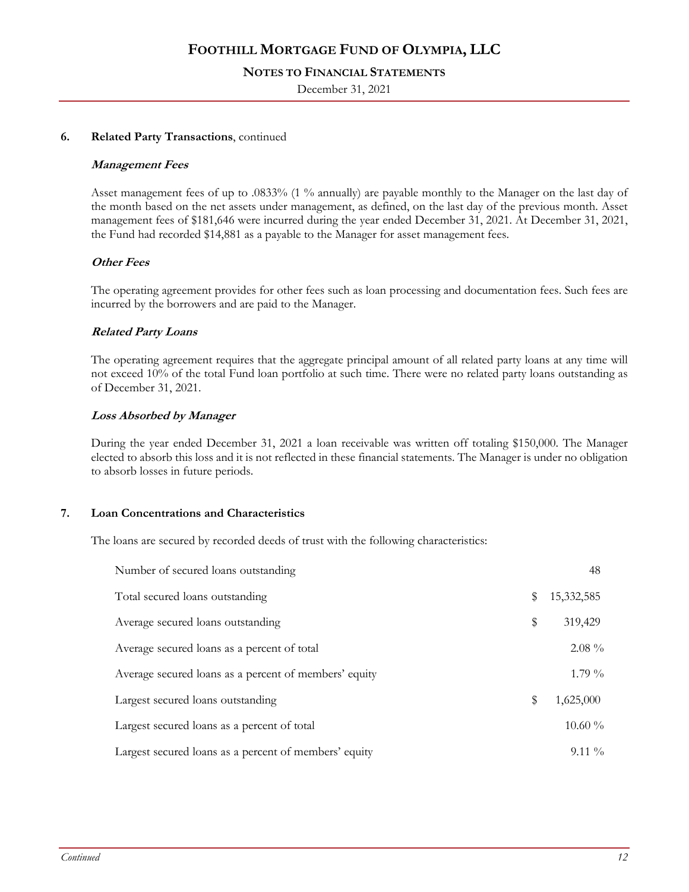### 6. Related Party Transactions, continued

***Management Fees***

Asset management fees of up to .0833% (1 % annually) are payable monthly to the Manager on the last day of the month based on the net assets under management, as defined, on the last day of the previous month. Asset management fees of $181,646 were incurred during the year ended December 31, 2021. At December 31, 2021, the Fund had recorded $14,881 as a payable to the Manager for asset management fees.

***Other Fees***

The operating agreement provides for other fees such as loan processing and documentation fees. Such fees are incurred by the borrowers and are paid to the Manager.

***Related Party Loans***

The operating agreement requires that the aggregate principal amount of all related party loans at any time will not exceed 10% of the total Fund loan portfolio at such time. There were no related party loans outstanding as of December 31, 2021.

***Loss Absorbed by Manager***

During the year ended December 31, 2021 a loan receivable was written off totaling $150,000. The Manager elected to absorb this loss and it is not reflected in these financial statements. The Manager is under no obligation to absorb losses in future periods.

### 7. Loan Concentrations and Characteristics

The loans are secured by recorded deeds of trust with the following characteristics:

| | |
|---|---|
| Number of secured loans outstanding | 48 |
| Total secured loans outstanding | $ 15,332,585 |
| Average secured loans outstanding | $ 319,429 |
| Average secured loans as a percent of total | 2.08 % |
| Average secured loans as a percent of members' equity | 1.79 % |
| Largest secured loans outstanding | $ 1,625,000 |
| Largest secured loans as a percent of total | 10.60 % |
| Largest secured loans as a percent of members' equity | 9.11 % |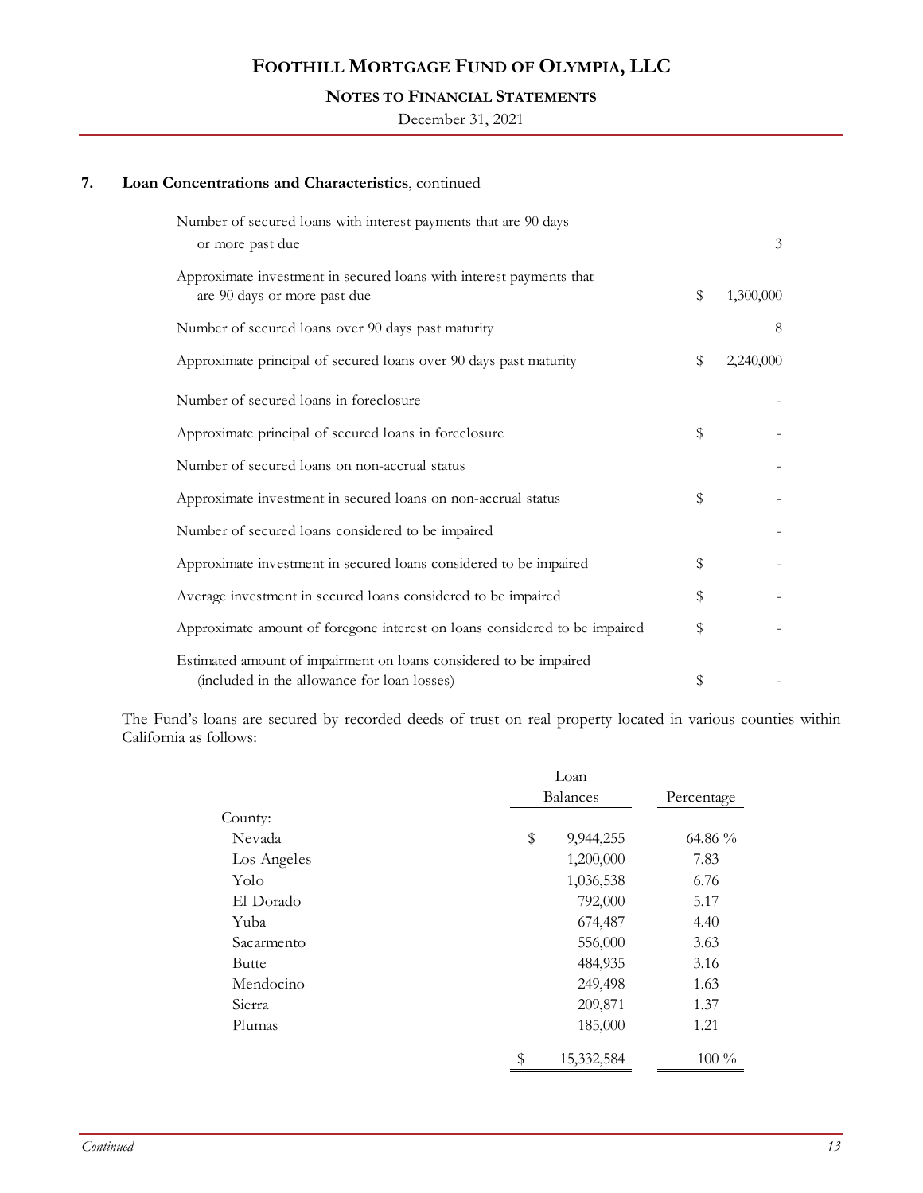## 7. Loan Concentrations and Characteristics, continued

| | |
|---|---|
| Number of secured loans with interest payments that are 90 days or more past due | 3 |
| Approximate investment in secured loans with interest payments that are 90 days or more past due | $ 1,300,000 |
| Number of secured loans over 90 days past maturity | 8 |
| Approximate principal of secured loans over 90 days past maturity | $ 2,240,000 |
| Number of secured loans in foreclosure | - |
| Approximate principal of secured loans in foreclosure | $ - |
| Number of secured loans on non-accrual status | - |
| Approximate investment in secured loans on non-accrual status | $ - |
| Number of secured loans considered to be impaired | - |
| Approximate investment in secured loans considered to be impaired | $ - |
| Average investment in secured loans considered to be impaired | $ - |
| Approximate amount of foregone interest on loans considered to be impaired | $ - |
| Estimated amount of impairment on loans considered to be impaired (included in the allowance for loan losses) | $ - |

The Fund's loans are secured by recorded deeds of trust on real property located in various counties within California as follows:

| | Loan Balances | Percentage |
|---|---|---|
| County: | | |
| Nevada | $ 9,944,255 | 64.86 % |
| Los Angeles | 1,200,000 | 7.83 |
| Yolo | 1,036,538 | 6.76 |
| El Dorado | 792,000 | 5.17 |
| Yuba | 674,487 | 4.40 |
| Sacarmento | 556,000 | 3.63 |
| Butte | 484,935 | 3.16 |
| Mendocino | 249,498 | 1.63 |
| Sierra | 209,871 | 1.37 |
| Plumas | 185,000 | 1.21 |
| | $ 15,332,584 | 100 % |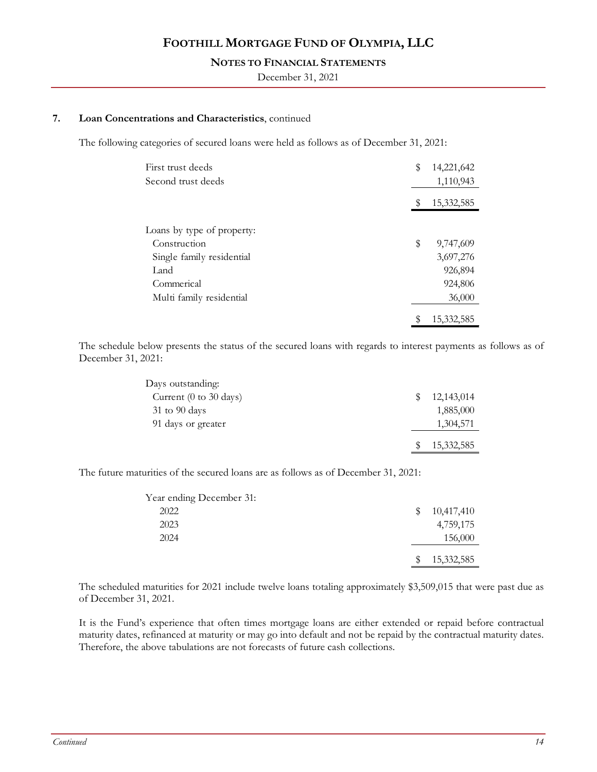### 7. Loan Concentrations and Characteristics, continued

The following categories of secured loans were held as follows as of December 31, 2021:

| | |
|---|---|
| First trust deeds | $ 14,221,642 |
| Second trust deeds | 1,110,943 |
| | $ 15,332,585 |

| | |
|---|---|
| Loans by type of property: | |
| Construction | $ 9,747,609 |
| Single family residential | 3,697,276 |
| Land | 926,894 |
| Commerical | 924,806 |
| Multi family residential | 36,000 |
| | $ 15,332,585 |

The schedule below presents the status of the secured loans with regards to interest payments as follows as of December 31, 2021:

| | |
|---|---|
| Days outstanding: | |
| Current (0 to 30 days) | $ 12,143,014 |
| 31 to 90 days | 1,885,000 |
| 91 days or greater | 1,304,571 |
| | $ 15,332,585 |

The future maturities of the secured loans are as follows as of December 31, 2021:

| | |
|---|---|
| Year ending December 31: | |
| 2022 | $ 10,417,410 |
| 2023 | 4,759,175 |
| 2024 | 156,000 |
| | $ 15,332,585 |

The scheduled maturities for 2021 include twelve loans totaling approximately $3,509,015 that were past due as of December 31, 2021.

It is the Fund's experience that often times mortgage loans are either extended or repaid before contractual maturity dates, refinanced at maturity or may go into default and not be repaid by the contractual maturity dates. Therefore, the above tabulations are not forecasts of future cash collections.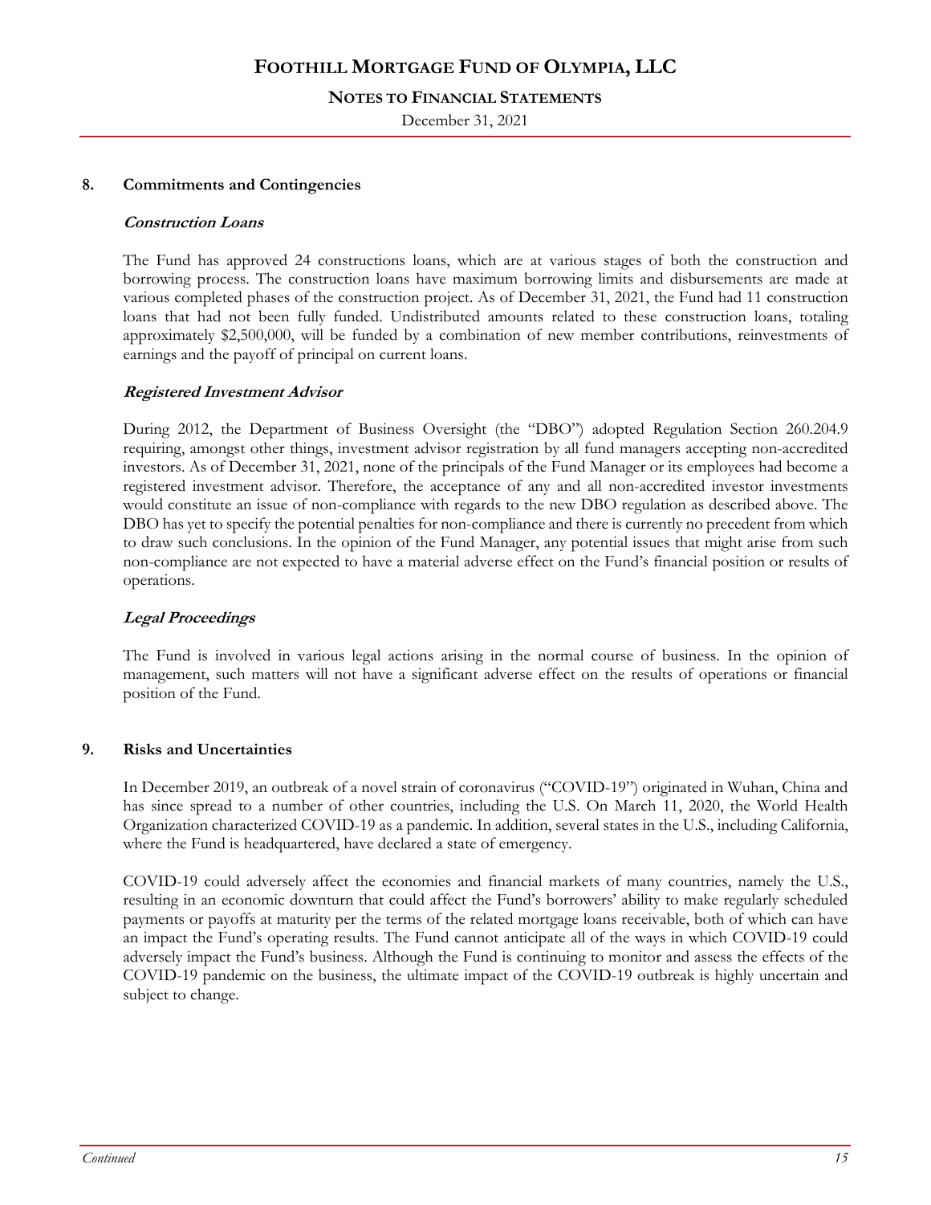## 8. Commitments and Contingencies

### *Construction Loans*

The Fund has approved 24 constructions loans, which are at various stages of both the construction and borrowing process. The construction loans have maximum borrowing limits and disbursements are made at various completed phases of the construction project. As of December 31, 2021, the Fund had 11 construction loans that had not been fully funded. Undistributed amounts related to these construction loans, totaling approximately $2,500,000, will be funded by a combination of new member contributions, reinvestments of earnings and the payoff of principal on current loans.

### *Registered Investment Advisor*

During 2012, the Department of Business Oversight (the "DBO") adopted Regulation Section 260.204.9 requiring, amongst other things, investment advisor registration by all fund managers accepting non-accredited investors. As of December 31, 2021, none of the principals of the Fund Manager or its employees had become a registered investment advisor. Therefore, the acceptance of any and all non-accredited investor investments would constitute an issue of non-compliance with regards to the new DBO regulation as described above. The DBO has yet to specify the potential penalties for non-compliance and there is currently no precedent from which to draw such conclusions. In the opinion of the Fund Manager, any potential issues that might arise from such non-compliance are not expected to have a material adverse effect on the Fund's financial position or results of operations.

### *Legal Proceedings*

The Fund is involved in various legal actions arising in the normal course of business. In the opinion of management, such matters will not have a significant adverse effect on the results of operations or financial position of the Fund.

## 9. Risks and Uncertainties

In December 2019, an outbreak of a novel strain of coronavirus ("COVID-19") originated in Wuhan, China and has since spread to a number of other countries, including the U.S. On March 11, 2020, the World Health Organization characterized COVID-19 as a pandemic. In addition, several states in the U.S., including California, where the Fund is headquartered, have declared a state of emergency.

COVID-19 could adversely affect the economies and financial markets of many countries, namely the U.S., resulting in an economic downturn that could affect the Fund's borrowers' ability to make regularly scheduled payments or payoffs at maturity per the terms of the related mortgage loans receivable, both of which can have an impact the Fund's operating results. The Fund cannot anticipate all of the ways in which COVID-19 could adversely impact the Fund's business. Although the Fund is continuing to monitor and assess the effects of the COVID-19 pandemic on the business, the ultimate impact of the COVID-19 outbreak is highly uncertain and subject to change.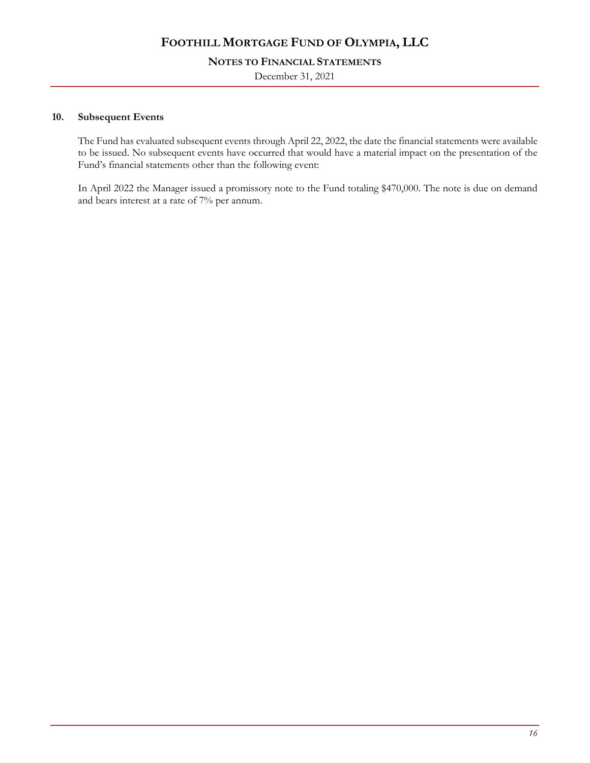## 10. Subsequent Events

The Fund has evaluated subsequent events through April 22, 2022, the date the financial statements were available to be issued. No subsequent events have occurred that would have a material impact on the presentation of the Fund's financial statements other than the following event:

In April 2022 the Manager issued a promissory note to the Fund totaling $470,000. The note is due on demand and bears interest at a rate of 7% per annum.